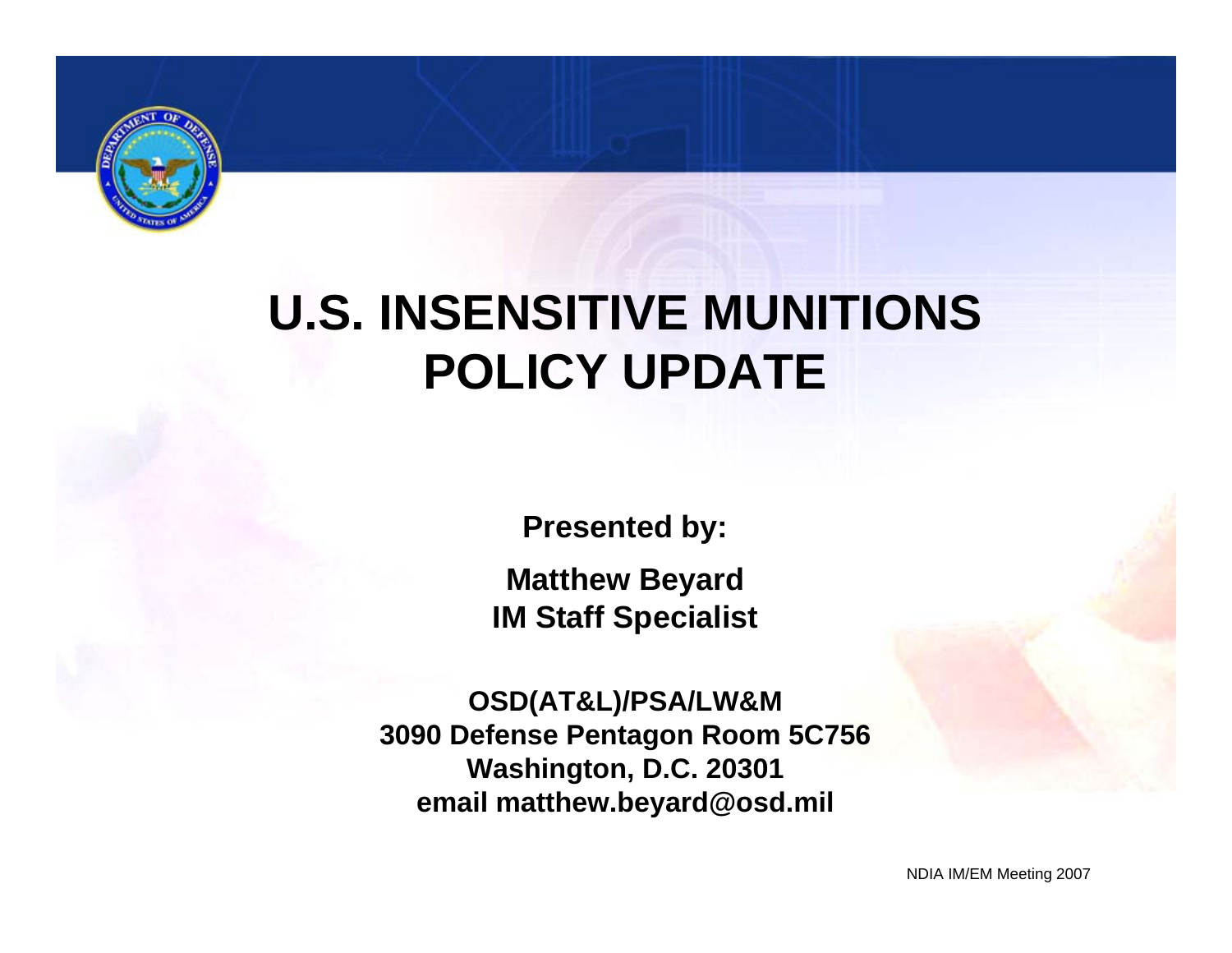# U.S. INSENSITIVE MUNITIONS POLICY UPDATE

**Presented by:**

**Matthew Beyard**
**IM Staff Specialist**

**OSD(AT&L)/PSA/LW&M**
**3090 Defense Pentagon Room 5C756**
**Washington, D.C. 20301**
**email matthew.beyard@osd.mil**

NDIA IM/EM Meeting 2007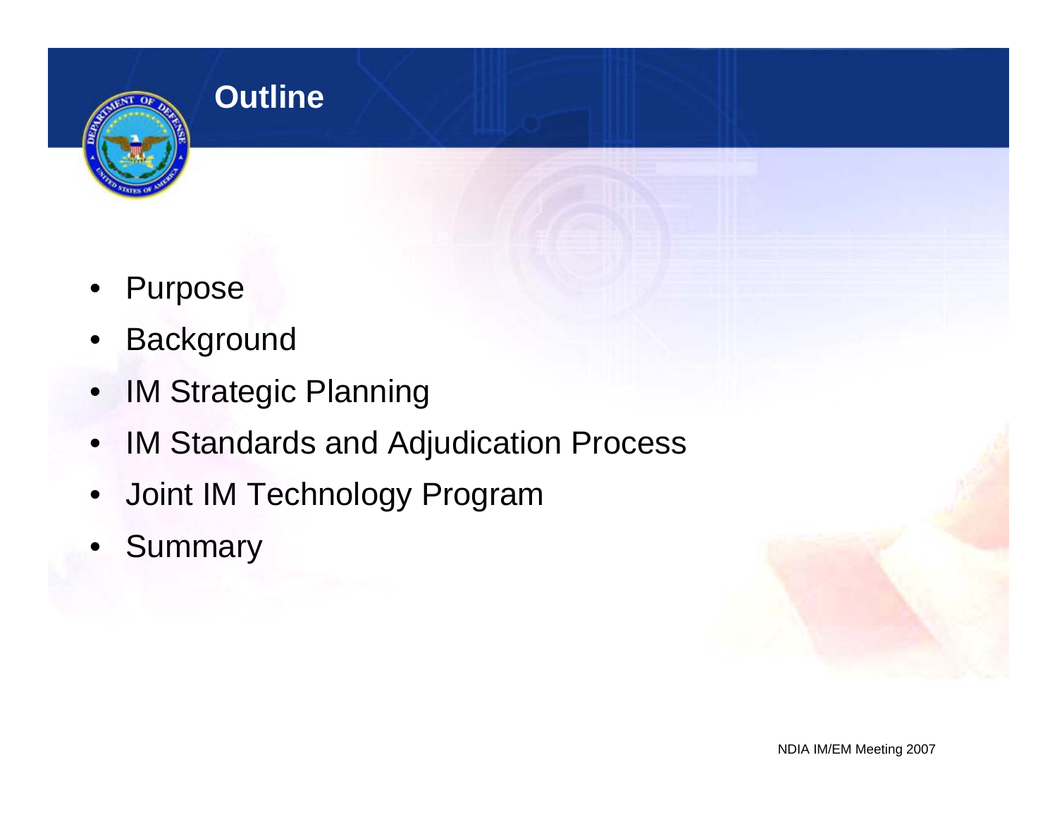# Outline

- Purpose
- Background
- IM Strategic Planning
- IM Standards and Adjudication Process
- Joint IM Technology Program
- Summary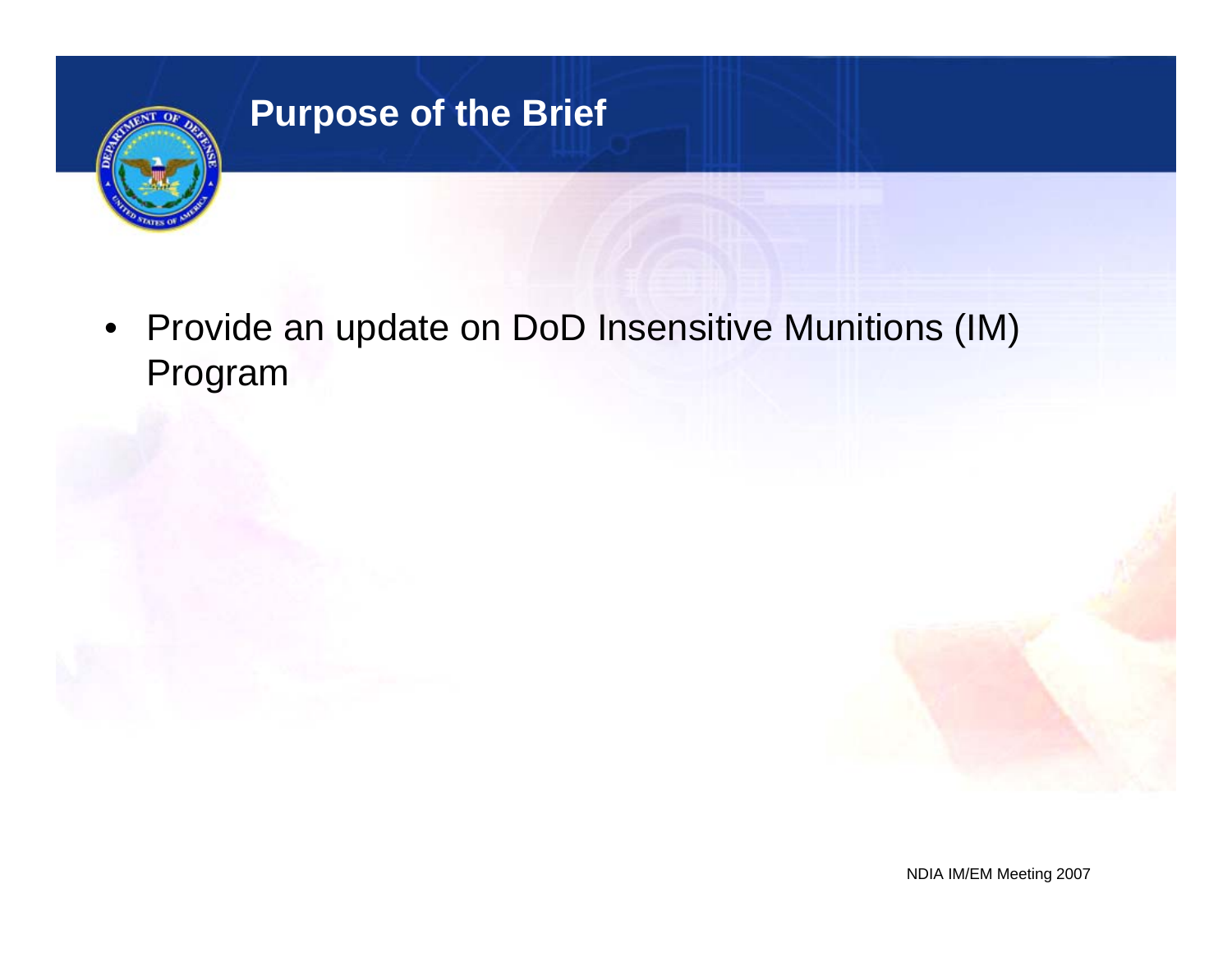# Purpose of the Brief

- Provide an update on DoD Insensitive Munitions (IM) Program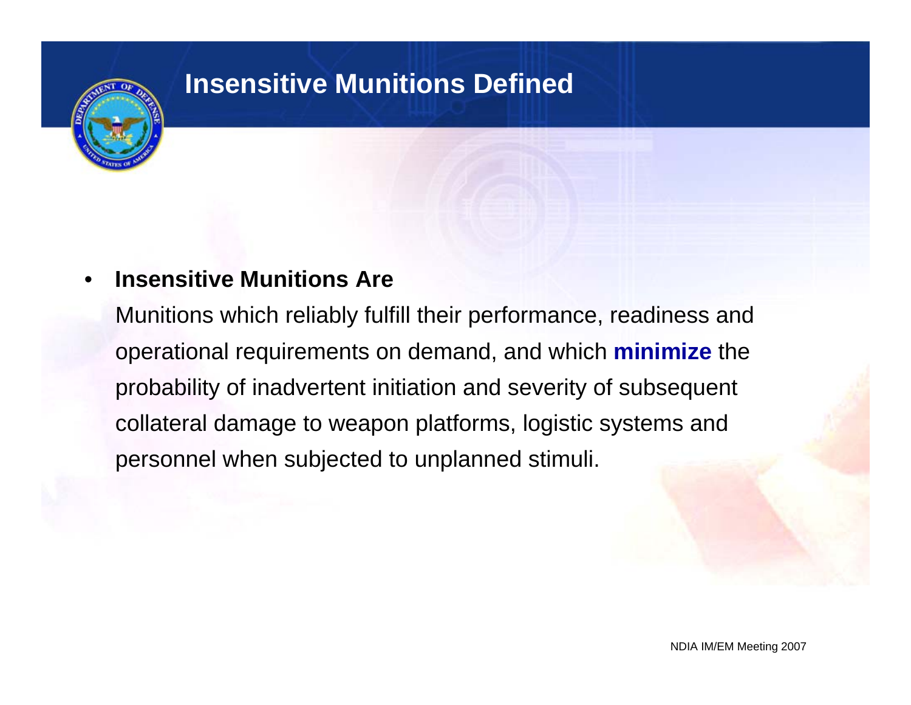# Insensitive Munitions Defined

- **Insensitive Munitions Are**

  Munitions which reliably fulfill their performance, readiness and operational requirements on demand, and which **minimize** the probability of inadvertent initiation and severity of subsequent collateral damage to weapon platforms, logistic systems and personnel when subjected to unplanned stimuli.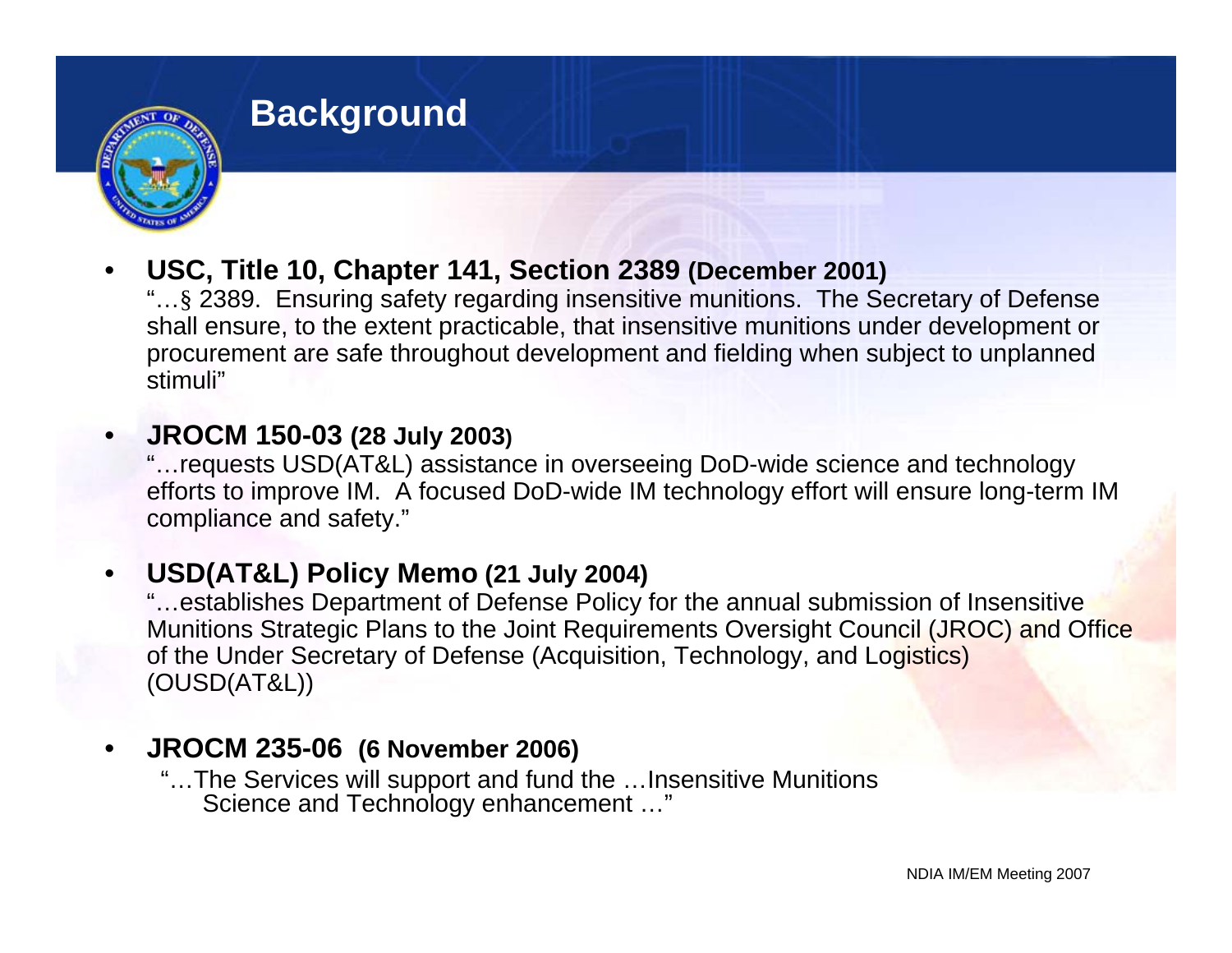# Background

- **USC, Title 10, Chapter 141, Section 2389 (December 2001)**
  "…§ 2389. Ensuring safety regarding insensitive munitions. The Secretary of Defense shall ensure, to the extent practicable, that insensitive munitions under development or procurement are safe throughout development and fielding when subject to unplanned stimuli"

- **JROCM 150-03 (28 July 2003)**
  "…requests USD(AT&L) assistance in overseeing DoD-wide science and technology efforts to improve IM. A focused DoD-wide IM technology effort will ensure long-term IM compliance and safety."

- **USD(AT&L) Policy Memo (21 July 2004)**
  "…establishes Department of Defense Policy for the annual submission of Insensitive Munitions Strategic Plans to the Joint Requirements Oversight Council (JROC) and Office of the Under Secretary of Defense (Acquisition, Technology, and Logistics) (OUSD(AT&L))

- **JROCM 235-06 (6 November 2006)**
  "…The Services will support and fund the …Insensitive Munitions Science and Technology enhancement …"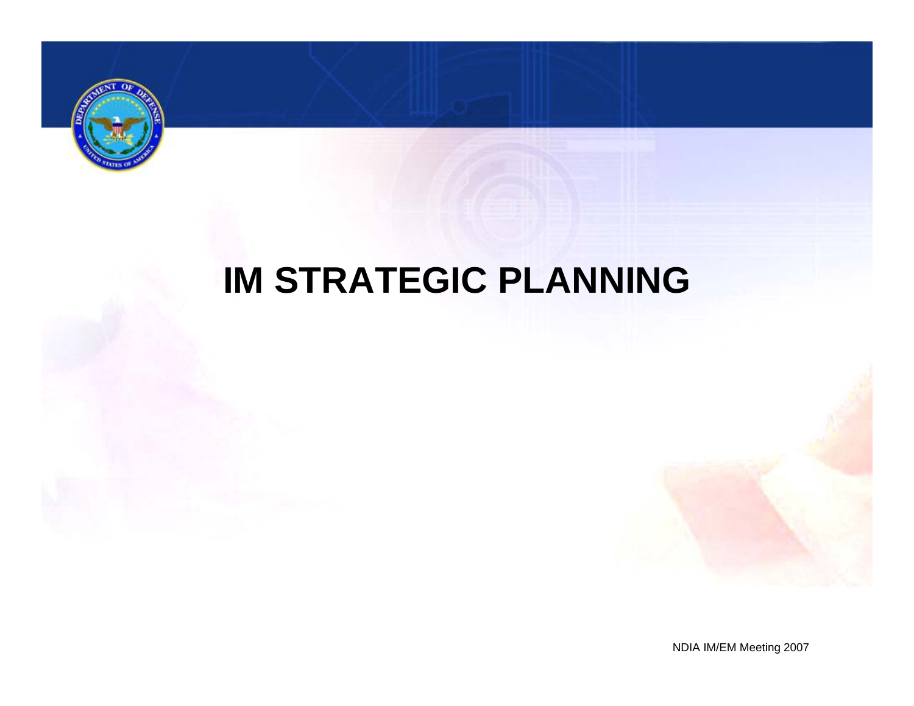# IM STRATEGIC PLANNING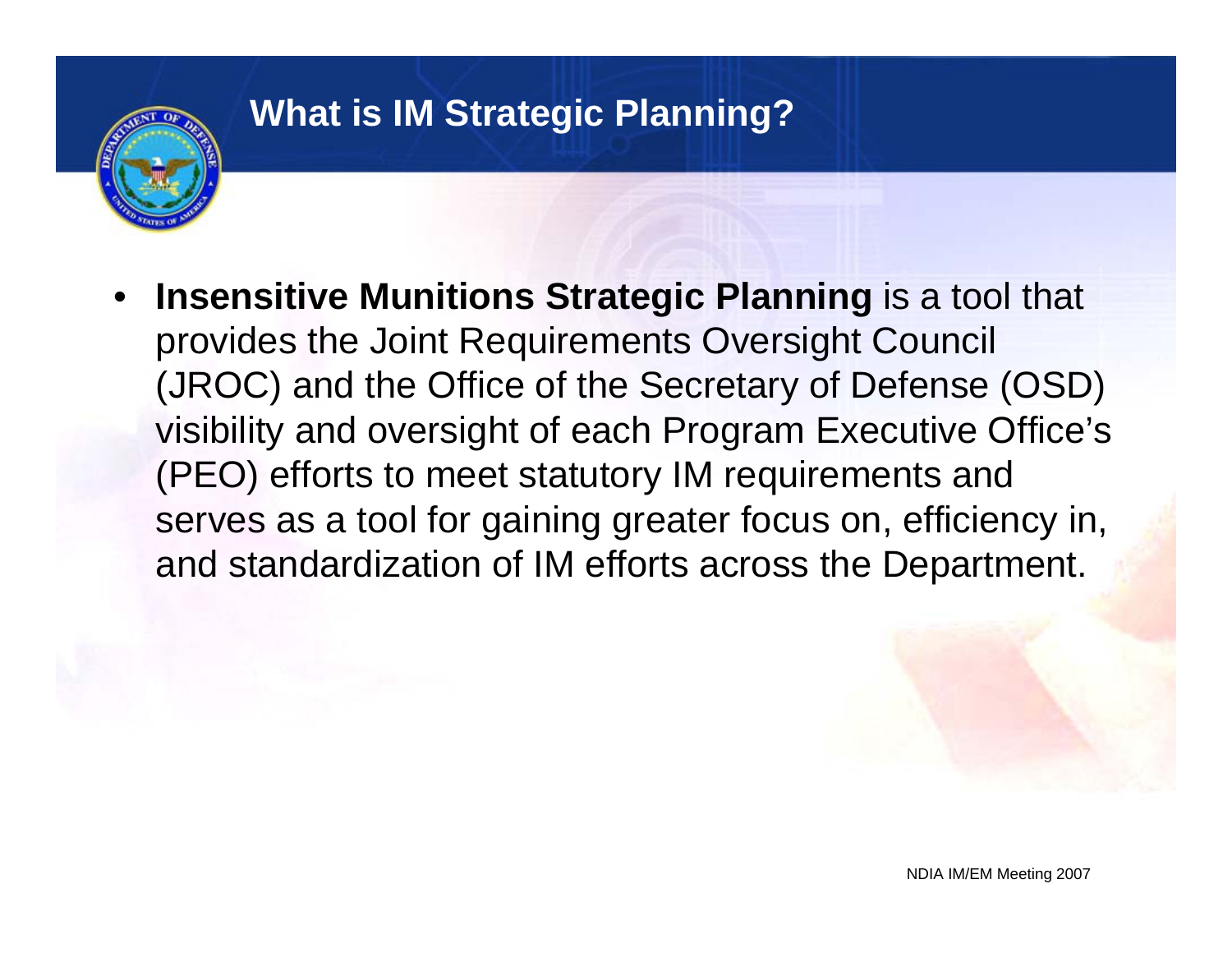# What is IM Strategic Planning?

- **Insensitive Munitions Strategic Planning** is a tool that provides the Joint Requirements Oversight Council (JROC) and the Office of the Secretary of Defense (OSD) visibility and oversight of each Program Executive Office's (PEO) efforts to meet statutory IM requirements and serves as a tool for gaining greater focus on, efficiency in, and standardization of IM efforts across the Department.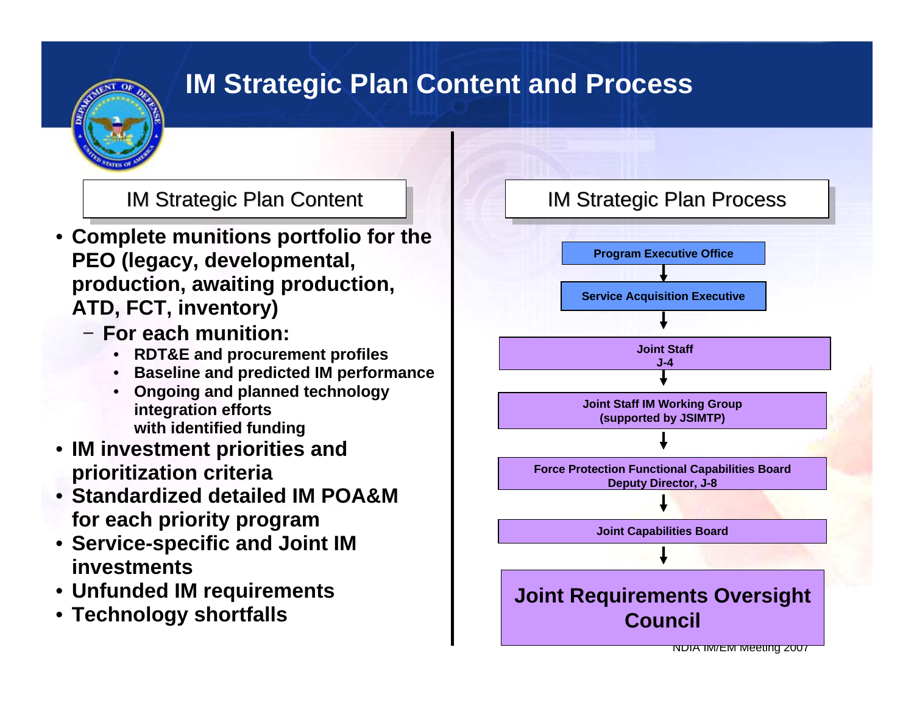# IM Strategic Plan Content and Process

## IM Strategic Plan Content

- **Complete munitions portfolio for the PEO (legacy, developmental, production, awaiting production, ATD, FCT, inventory)**
  - **For each munition:**
    - **RDT&E and procurement profiles**
    - **Baseline and predicted IM performance**
    - **Ongoing and planned technology integration efforts with identified funding**
- **IM investment priorities and prioritization criteria**
- **Standardized detailed IM POA&M for each priority program**
- **Service-specific and Joint IM investments**
- **Unfunded IM requirements**
- **Technology shortfalls**

## IM Strategic Plan Process

**Program Executive Office**

↓

**Service Acquisition Executive**

↓

**Joint Staff J-4**

↓

**Joint Staff IM Working Group (supported by JSIMTP)**

↓

**Force Protection Functional Capabilities Board Deputy Director, J-8**

↓

**Joint Capabilities Board**

↓

**Joint Requirements Oversight Council**

NDIA IM/EM Meeting 2007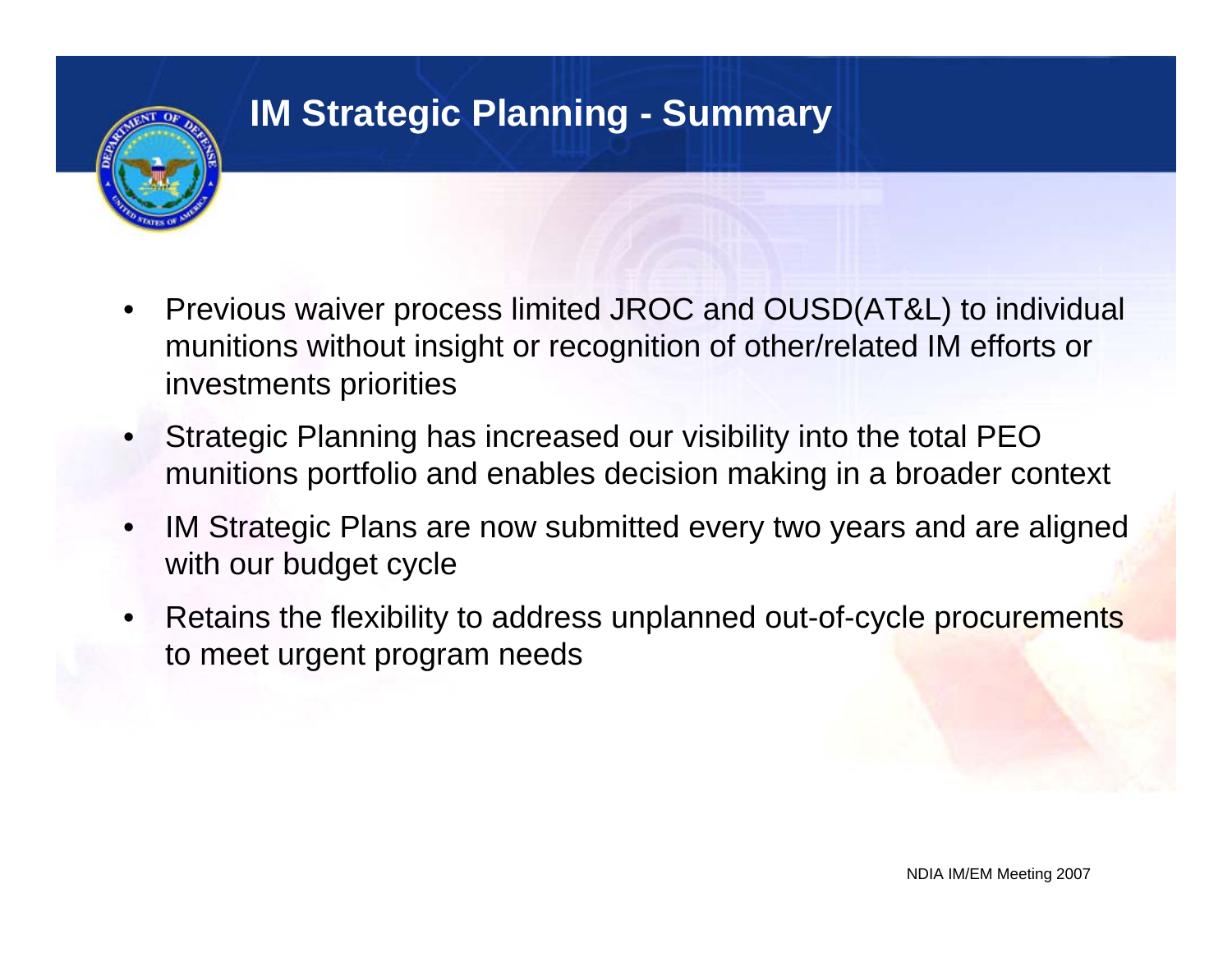# IM Strategic Planning - Summary

- Previous waiver process limited JROC and OUSD(AT&L) to individual munitions without insight or recognition of other/related IM efforts or investments priorities
- Strategic Planning has increased our visibility into the total PEO munitions portfolio and enables decision making in a broader context
- IM Strategic Plans are now submitted every two years and are aligned with our budget cycle
- Retains the flexibility to address unplanned out-of-cycle procurements to meet urgent program needs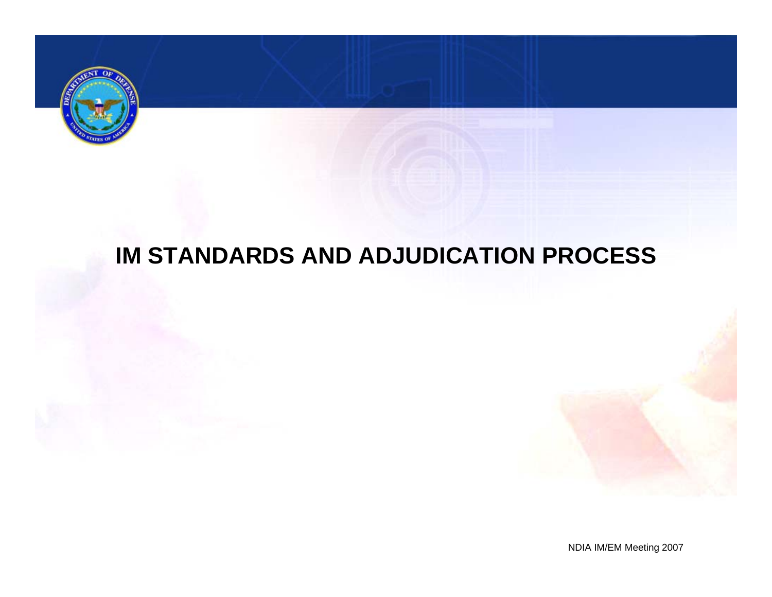# IM STANDARDS AND ADJUDICATION PROCESS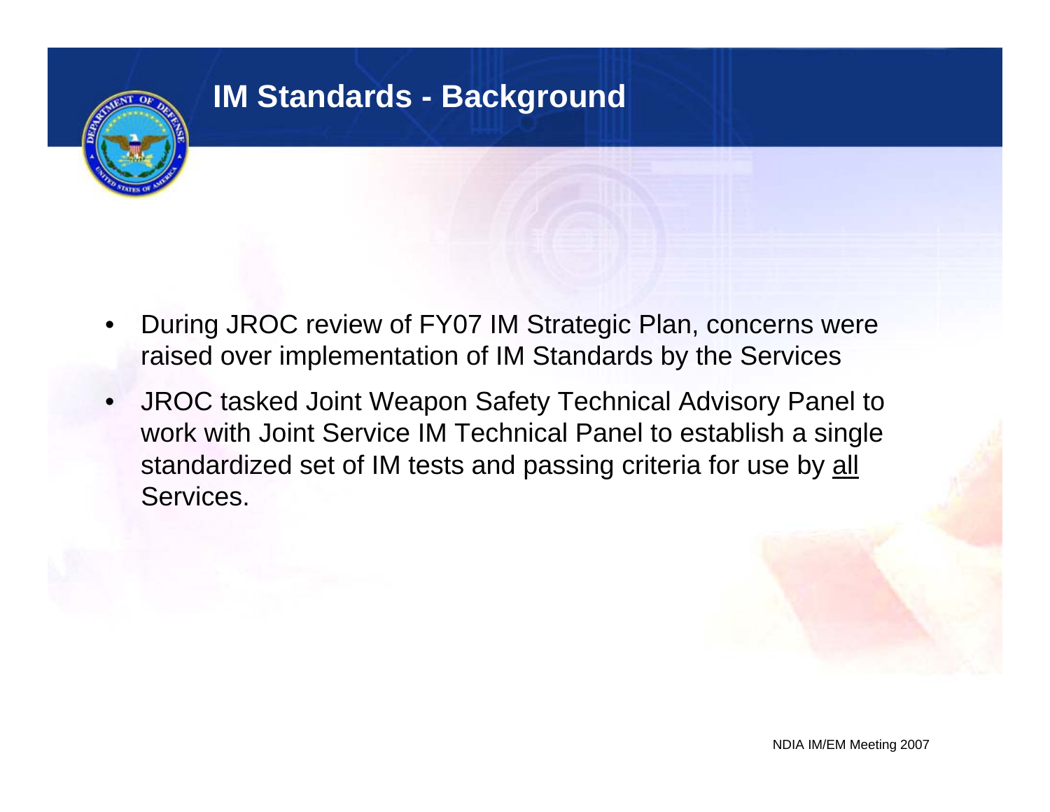# IM Standards - Background

- During JROC review of FY07 IM Strategic Plan, concerns were raised over implementation of IM Standards by the Services
- JROC tasked Joint Weapon Safety Technical Advisory Panel to work with Joint Service IM Technical Panel to establish a single standardized set of IM tests and passing criteria for use by <u>all</u> Services.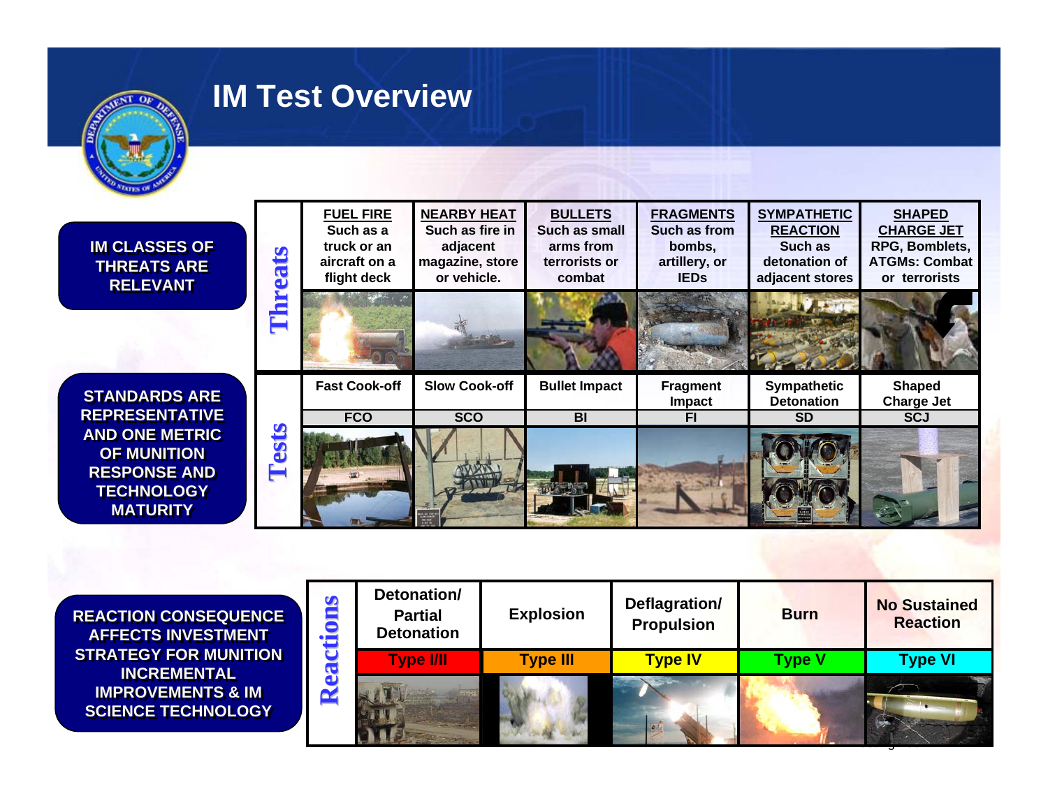# IM Test Overview

**IM CLASSES OF THREATS ARE RELEVANT**

**STANDARDS ARE REPRESENTATIVE AND ONE METRIC OF MUNITION RESPONSE AND TECHNOLOGY MATURITY**

| | FUEL FIRE | NEARBY HEAT | BULLETS | FRAGMENTS | SYMPATHETIC REACTION | SHAPED CHARGE JET |
|---|---|---|---|---|---|---|
| **Threats** | Such as a truck or an aircraft on a flight deck | Such as fire in adjacent magazine, store or vehicle. | Such as small arms from terrorists or combat | Such as from bombs, artillery, or IEDs | Such as detonation of adjacent stores | RPG, Bomblets, ATGMs: Combat or terrorists |
| **Tests** | Fast Cook-off | Slow Cook-off | Bullet Impact | Fragment Impact | Sympathetic Detonation | Shaped Charge Jet |
| | FCO | SCO | BI | FI | SD | SCJ |

**REACTION CONSEQUENCE AFFECTS INVESTMENT STRATEGY FOR MUNITION INCREMENTAL IMPROVEMENTS & IM SCIENCE TECHNOLOGY**

| **Reactions** | Detonation/ Partial Detonation | Explosion | Deflagration/ Propulsion | Burn | No Sustained Reaction |
|---|---|---|---|---|---|
| | Type I/II | Type III | Type IV | Type V | Type VI |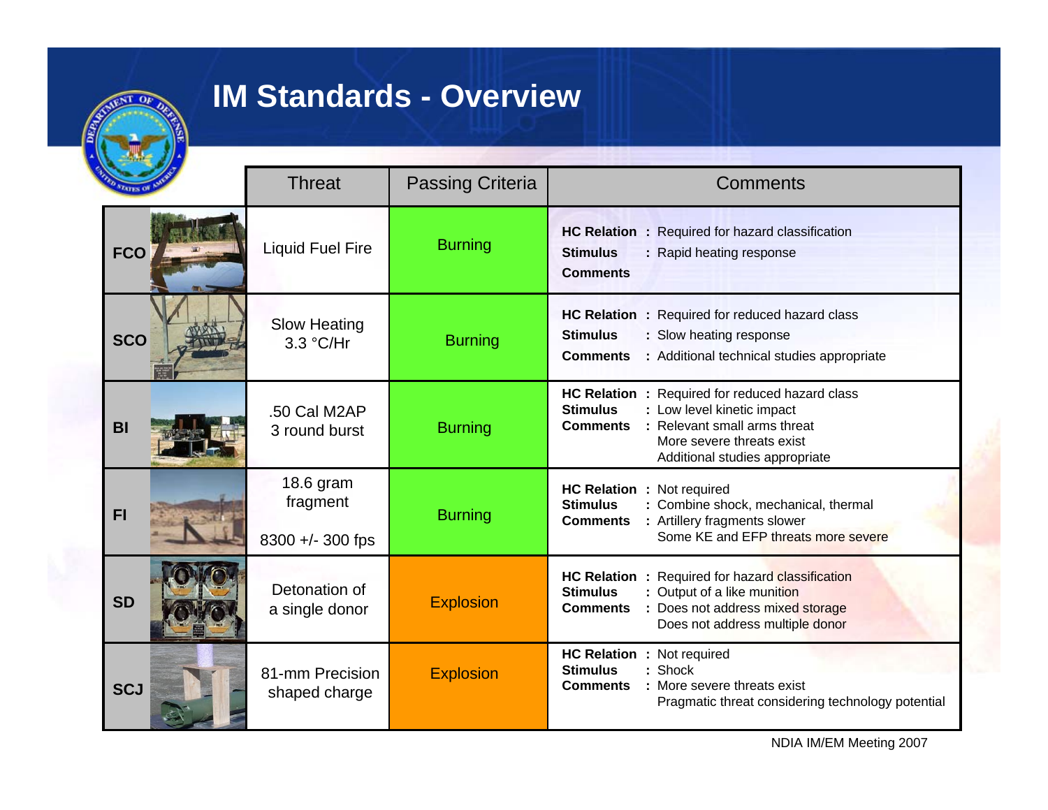# IM Standards - Overview

| | Threat | Passing Criteria | Comments |
|---|---|---|---|
| **FCO** | Liquid Fuel Fire | Burning | **HC Relation** : Required for hazard classification<br>**Stimulus** : Rapid heating response<br>**Comments** |
| **SCO** | Slow Heating 3.3 °C/Hr | Burning | **HC Relation** : Required for reduced hazard class<br>**Stimulus** : Slow heating response<br>**Comments** : Additional technical studies appropriate |
| **BI** | .50 Cal M2AP 3 round burst | Burning | **HC Relation** : Required for reduced hazard class<br>**Stimulus** : Low level kinetic impact<br>**Comments** : Relevant small arms threat<br>More severe threats exist<br>Additional studies appropriate |
| **FI** | 18.6 gram fragment<br><br>8300 +/- 300 fps | Burning | **HC Relation** : Not required<br>**Stimulus** : Combine shock, mechanical, thermal<br>**Comments** : Artillery fragments slower<br>Some KE and EFP threats more severe |
| **SD** | Detonation of a single donor | Explosion | **HC Relation** : Required for hazard classification<br>**Stimulus** : Output of a like munition<br>**Comments** : Does not address mixed storage<br>Does not address multiple donor |
| **SCJ** | 81-mm Precision shaped charge | Explosion | **HC Relation** : Not required<br>**Stimulus** : Shock<br>**Comments** : More severe threats exist<br>Pragmatic threat considering technology potential |

NDIA IM/EM Meeting 2007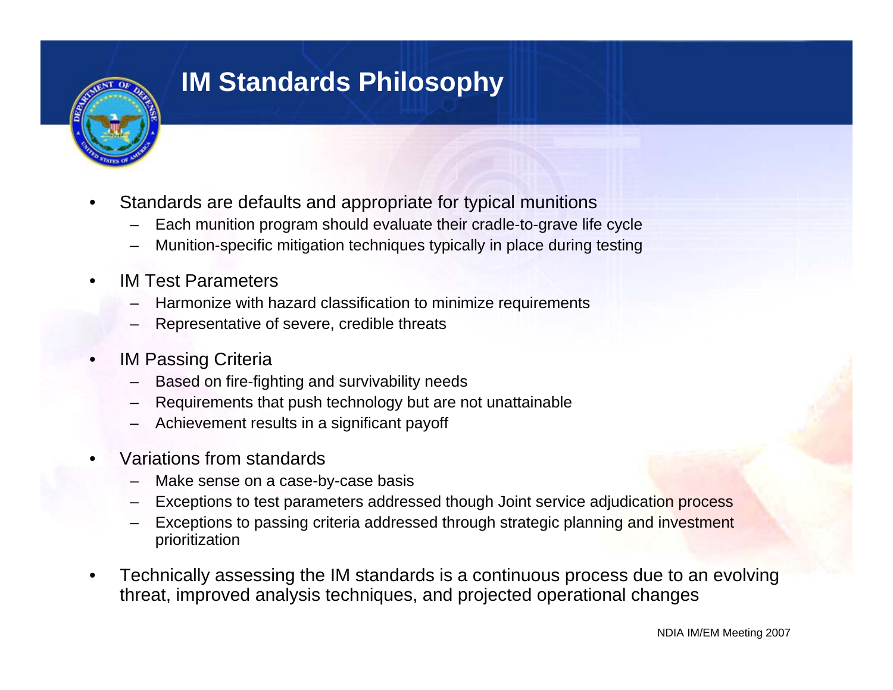# IM Standards Philosophy

- Standards are defaults and appropriate for typical munitions
  - Each munition program should evaluate their cradle-to-grave life cycle
  - Munition-specific mitigation techniques typically in place during testing
- IM Test Parameters
  - Harmonize with hazard classification to minimize requirements
  - Representative of severe, credible threats
- IM Passing Criteria
  - Based on fire-fighting and survivability needs
  - Requirements that push technology but are not unattainable
  - Achievement results in a significant payoff
- Variations from standards
  - Make sense on a case-by-case basis
  - Exceptions to test parameters addressed though Joint service adjudication process
  - Exceptions to passing criteria addressed through strategic planning and investment prioritization
- Technically assessing the IM standards is a continuous process due to an evolving threat, improved analysis techniques, and projected operational changes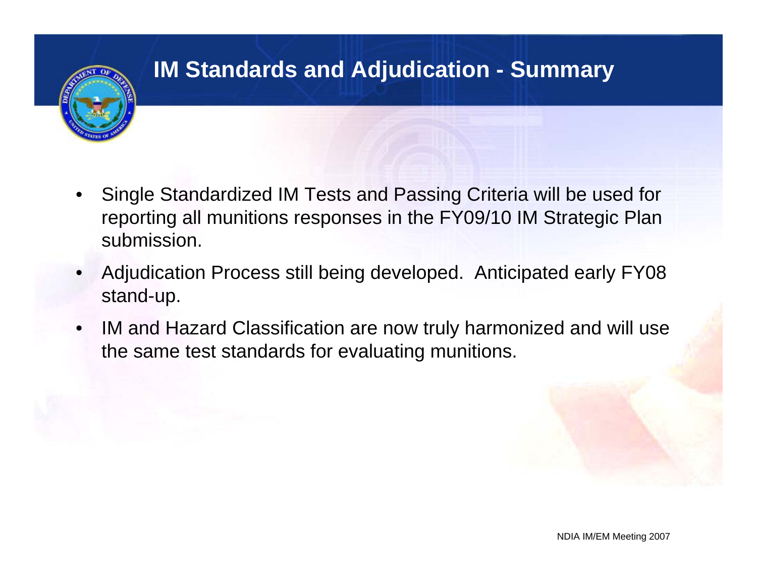# IM Standards and Adjudication - Summary

- Single Standardized IM Tests and Passing Criteria will be used for reporting all munitions responses in the FY09/10 IM Strategic Plan submission.
- Adjudication Process still being developed. Anticipated early FY08 stand-up.
- IM and Hazard Classification are now truly harmonized and will use the same test standards for evaluating munitions.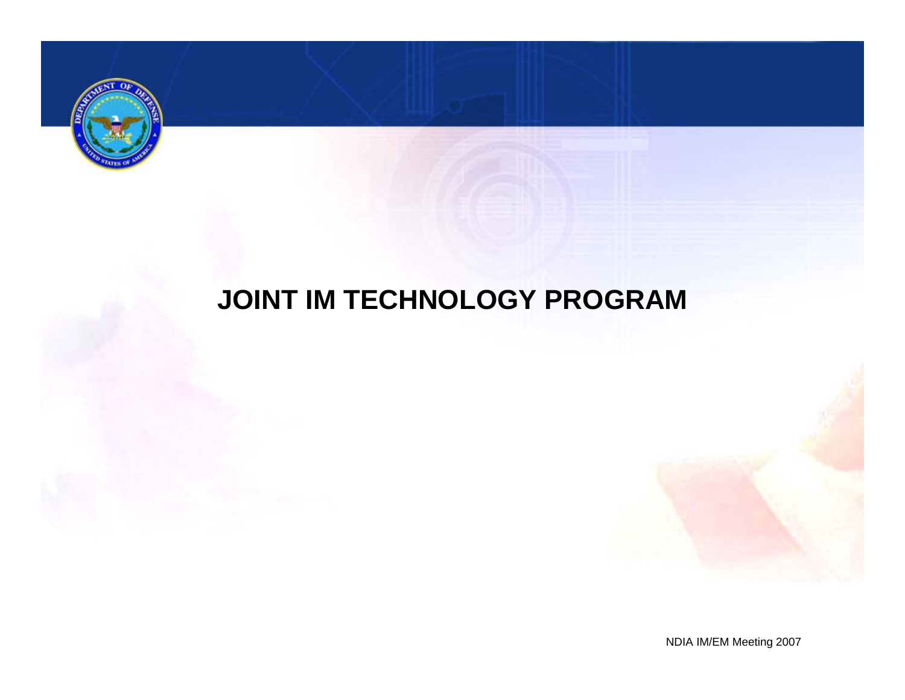# JOINT IM TECHNOLOGY PROGRAM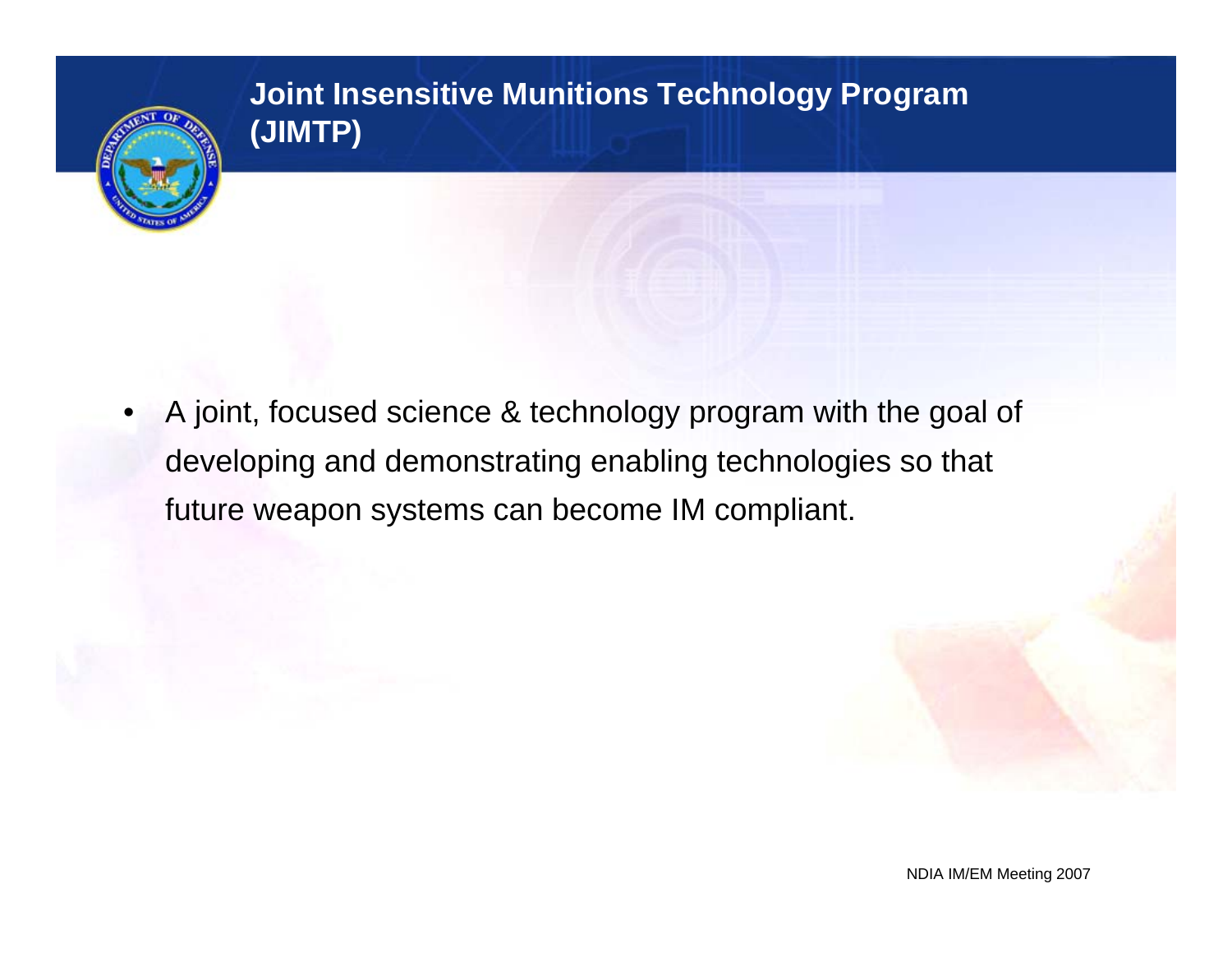## Joint Insensitive Munitions Technology Program (JIMTP)

- A joint, focused science & technology program with the goal of developing and demonstrating enabling technologies so that future weapon systems can become IM compliant.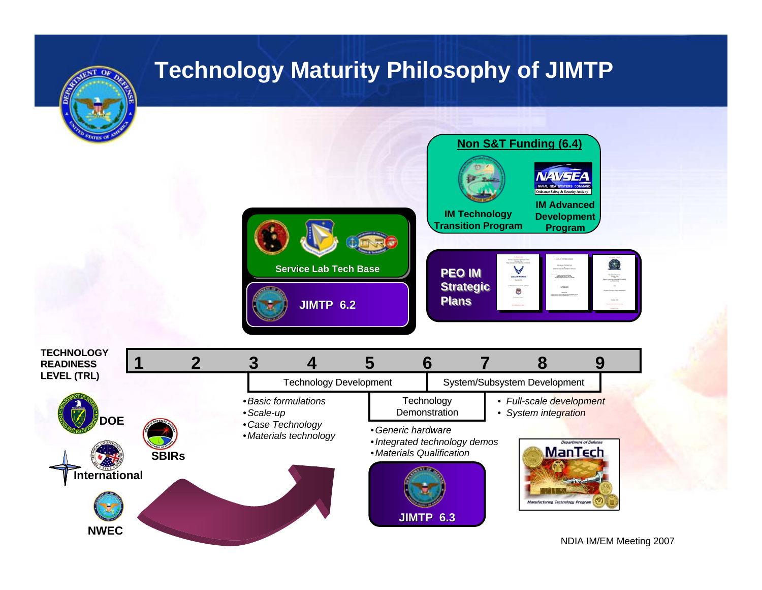# Technology Maturity Philosophy of JIMTP

**Non S&T Funding (6.4)**

IM Technology Transition Program

IM Advanced Development Program

NAVSEA — Naval Sea Systems Command — Ordnance Safety & Security Activity

Service Lab Tech Base

JIMTP 6.2

PEO IM Strategic Plans

**TECHNOLOGY READINESS LEVEL (TRL)**

| 1 | 2 | 3 | 4 | 5 | 6 | 7 | 8 | 9 |
|---|---|---|---|---|---|---|---|---|

Technology Development | System/Subsystem Development

Technology Demonstration

- *Basic formulations*
- *Scale-up*
- *Case Technology*
- *Materials technology*

- *Generic hardware*
- *Integrated technology demos*
- *Materials Qualification*

- *Full-scale development*
- *System integration*

JIMTP 6.3

Department of Defense ManTech — Manufacturing Technology Program

DOE

SBIRs

International

NWEC

NDIA IM/EM Meeting 2007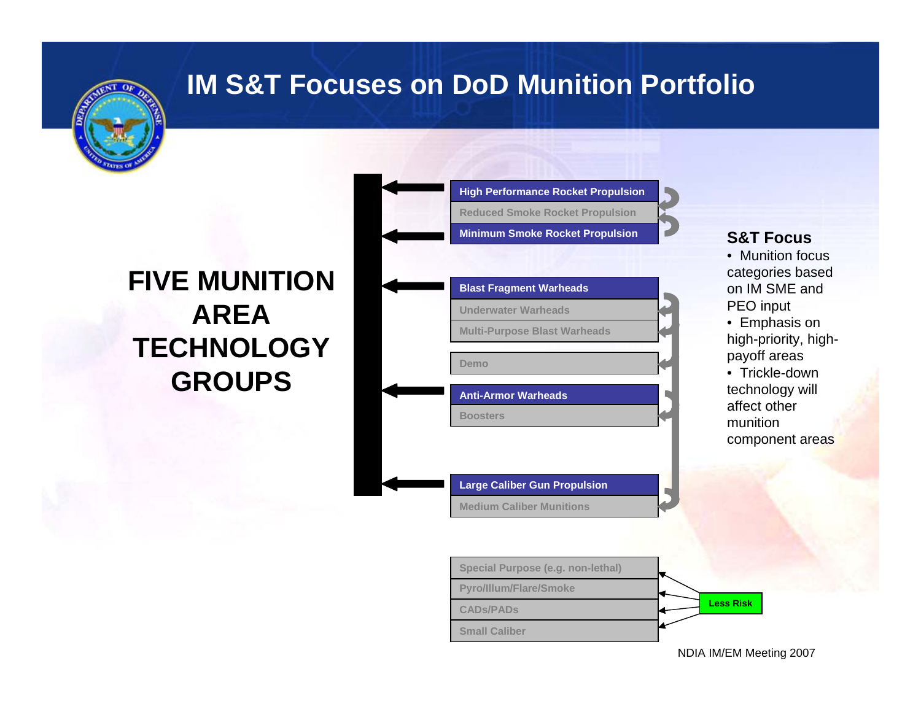# IM S&T Focuses on DoD Munition Portfolio

## FIVE MUNITION AREA TECHNOLOGY GROUPS

**High Performance Rocket Propulsion**
Reduced Smoke Rocket Propulsion
**Minimum Smoke Rocket Propulsion**

**Blast Fragment Warheads**
Underwater Warheads
Multi-Purpose Blast Warheads

Demo

**Anti-Armor Warheads**
Boosters

**Large Caliber Gun Propulsion**
Medium Caliber Munitions

Special Purpose (e.g. non-lethal)
Pyro/Illum/Flare/Smoke
CADs/PADs
Small Caliber

**Less Risk**

### S&T Focus

- Munition focus categories based on IM SME and PEO input
- Emphasis on high-priority, high-payoff areas
- Trickle-down technology will affect other munition component areas

NDIA IM/EM Meeting 2007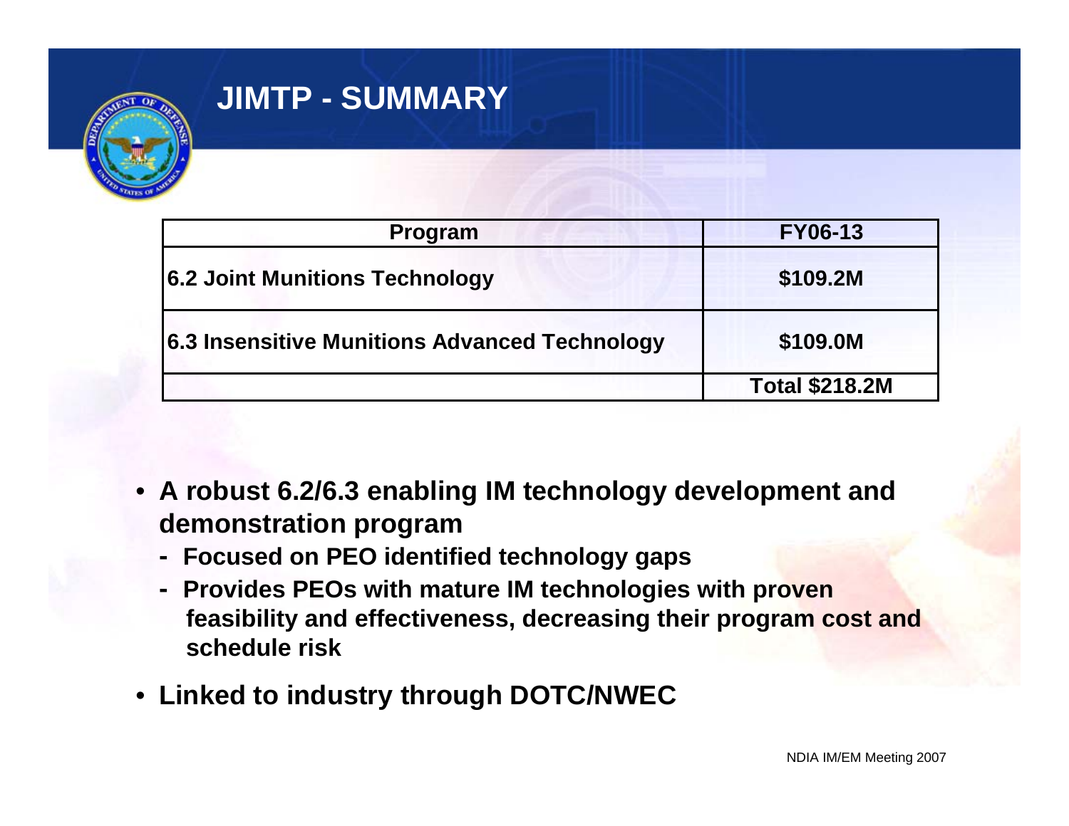# JIMTP - SUMMARY

| Program | FY06-13 |
|---|---|
| **6.2 Joint Munitions Technology** | **$109.2M** |
| **6.3 Insensitive Munitions Advanced Technology** | **$109.0M** |
| | **Total $218.2M** |

- **A robust 6.2/6.3 enabling IM technology development and demonstration program**
  - **Focused on PEO identified technology gaps**
  - **Provides PEOs with mature IM technologies with proven feasibility and effectiveness, decreasing their program cost and schedule risk**
- **Linked to industry through DOTC/NWEC**

NDIA IM/EM Meeting 2007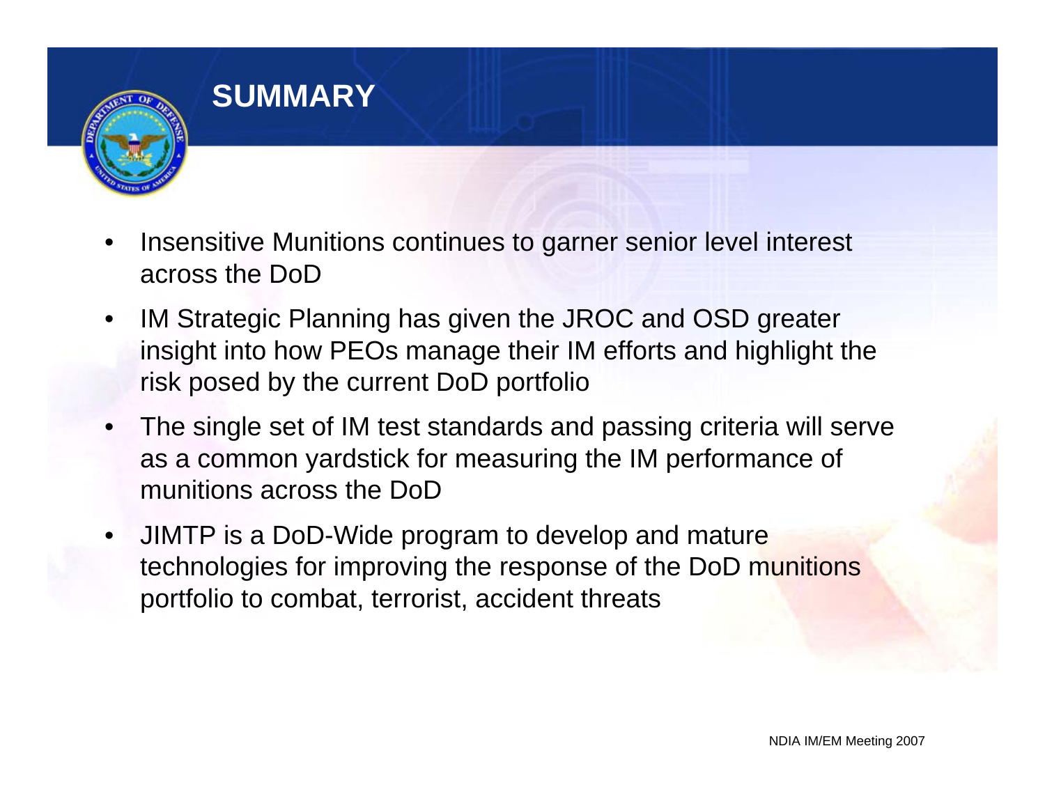# SUMMARY

- Insensitive Munitions continues to garner senior level interest across the DoD
- IM Strategic Planning has given the JROC and OSD greater insight into how PEOs manage their IM efforts and highlight the risk posed by the current DoD portfolio
- The single set of IM test standards and passing criteria will serve as a common yardstick for measuring the IM performance of munitions across the DoD
- JIMTP is a DoD-Wide program to develop and mature technologies for improving the response of the DoD munitions portfolio to combat, terrorist, accident threats